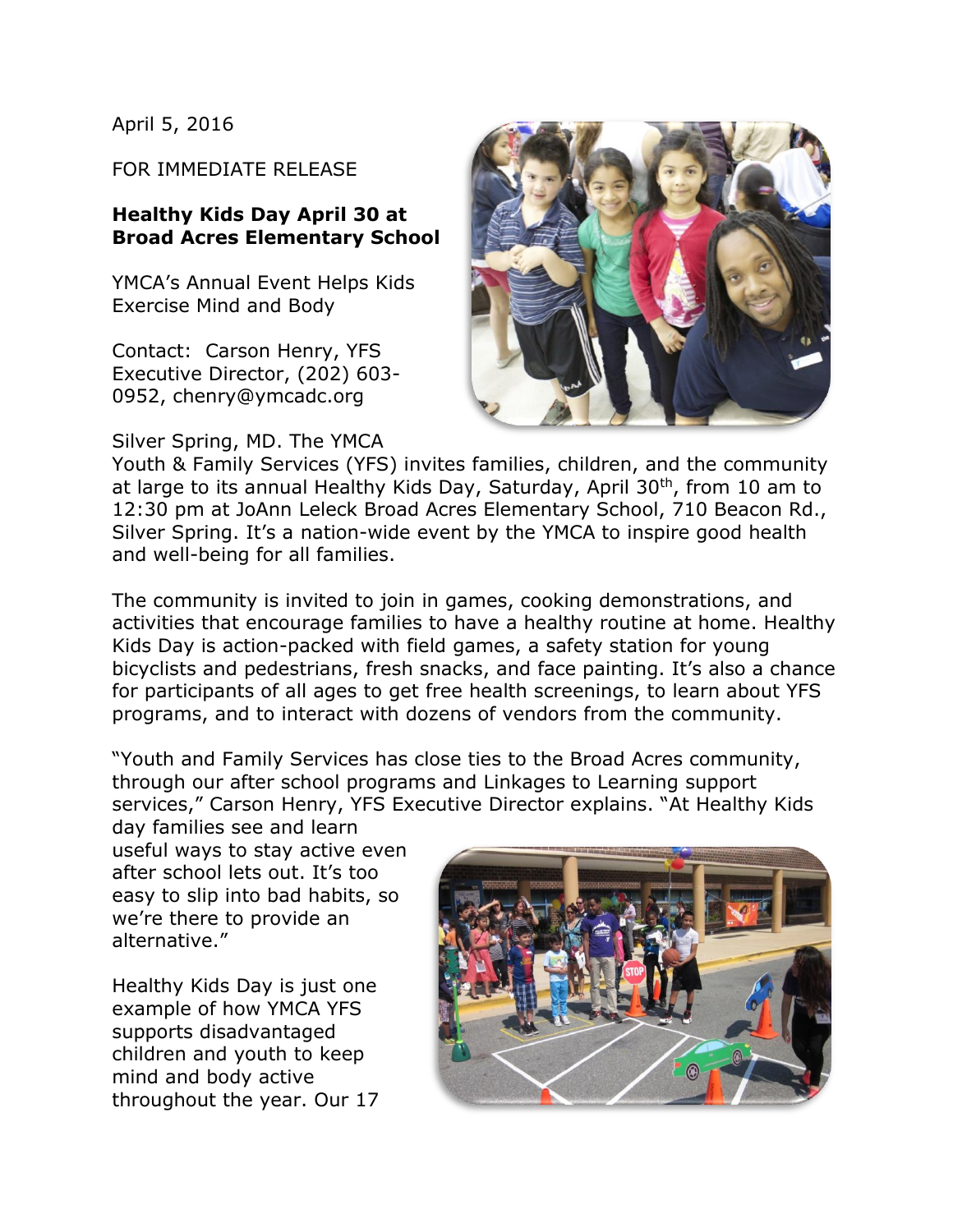April 5, 2016

FOR IMMEDIATE RELEASE

**Healthy Kids Day April 30 at Broad Acres Elementary School**

YMCA's Annual Event Helps Kids Exercise Mind and Body

Contact: Carson Henry, YFS Executive Director, (202) 603-0952, chenry@ymcadc.org

Silver Spring, MD. The YMCA Youth & Family Services (YFS) invites families, children, and the community at large to its annual Healthy Kids Day, Saturday, April 30th, from 10 am to 12:30 pm at JoAnn Leleck Broad Acres Elementary School, 710 Beacon Rd., Silver Spring. It's a nation-wide event by the YMCA to inspire good health and well-being for all families.

The community is invited to join in games, cooking demonstrations, and activities that encourage families to have a healthy routine at home. Healthy Kids Day is action-packed with field games, a safety station for young bicyclists and pedestrians, fresh snacks, and face painting. It's also a chance for participants of all ages to get free health screenings, to learn about YFS programs, and to interact with dozens of vendors from the community.

"Youth and Family Services has close ties to the Broad Acres community, through our after school programs and Linkages to Learning support services," Carson Henry, YFS Executive Director explains. "At Healthy Kids day families see and learn useful ways to stay active even after school lets out. It's too easy to slip into bad habits, so we're there to provide an alternative."

Healthy Kids Day is just one example of how YMCA YFS supports disadvantaged children and youth to keep mind and body active throughout the year. Our 17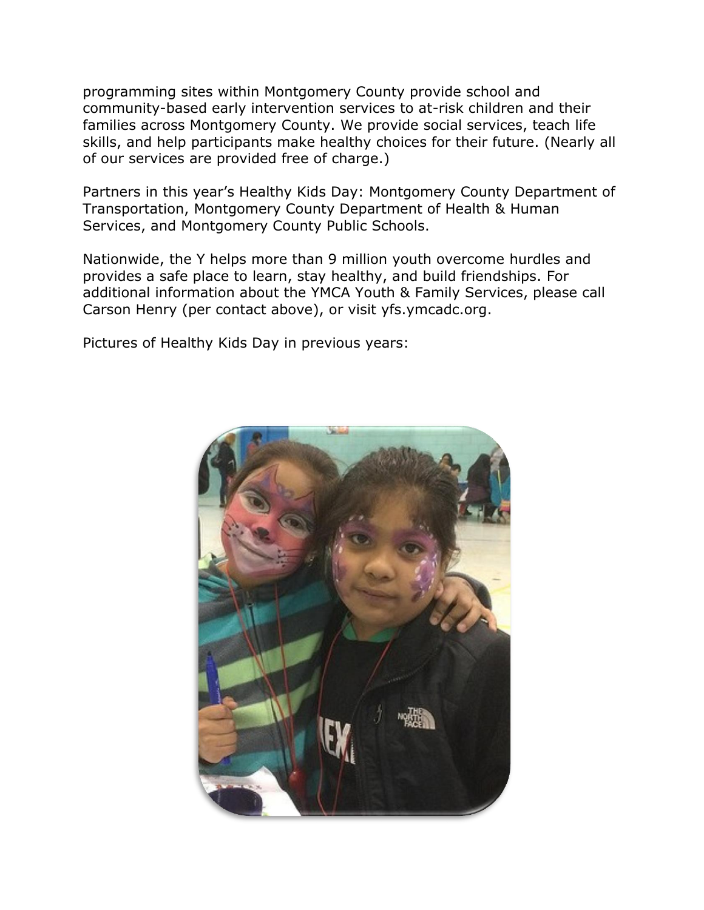programming sites within Montgomery County provide school and community-based early intervention services to at-risk children and their families across Montgomery County. We provide social services, teach life skills, and help participants make healthy choices for their future. (Nearly all of our services are provided free of charge.)

Partners in this year's Healthy Kids Day: Montgomery County Department of Transportation, Montgomery County Department of Health & Human Services, and Montgomery County Public Schools.

Nationwide, the Y helps more than 9 million youth overcome hurdles and provides a safe place to learn, stay healthy, and build friendships. For additional information about the YMCA Youth & Family Services, please call Carson Henry (per contact above), or visit yfs.ymcadc.org.

Pictures of Healthy Kids Day in previous years: